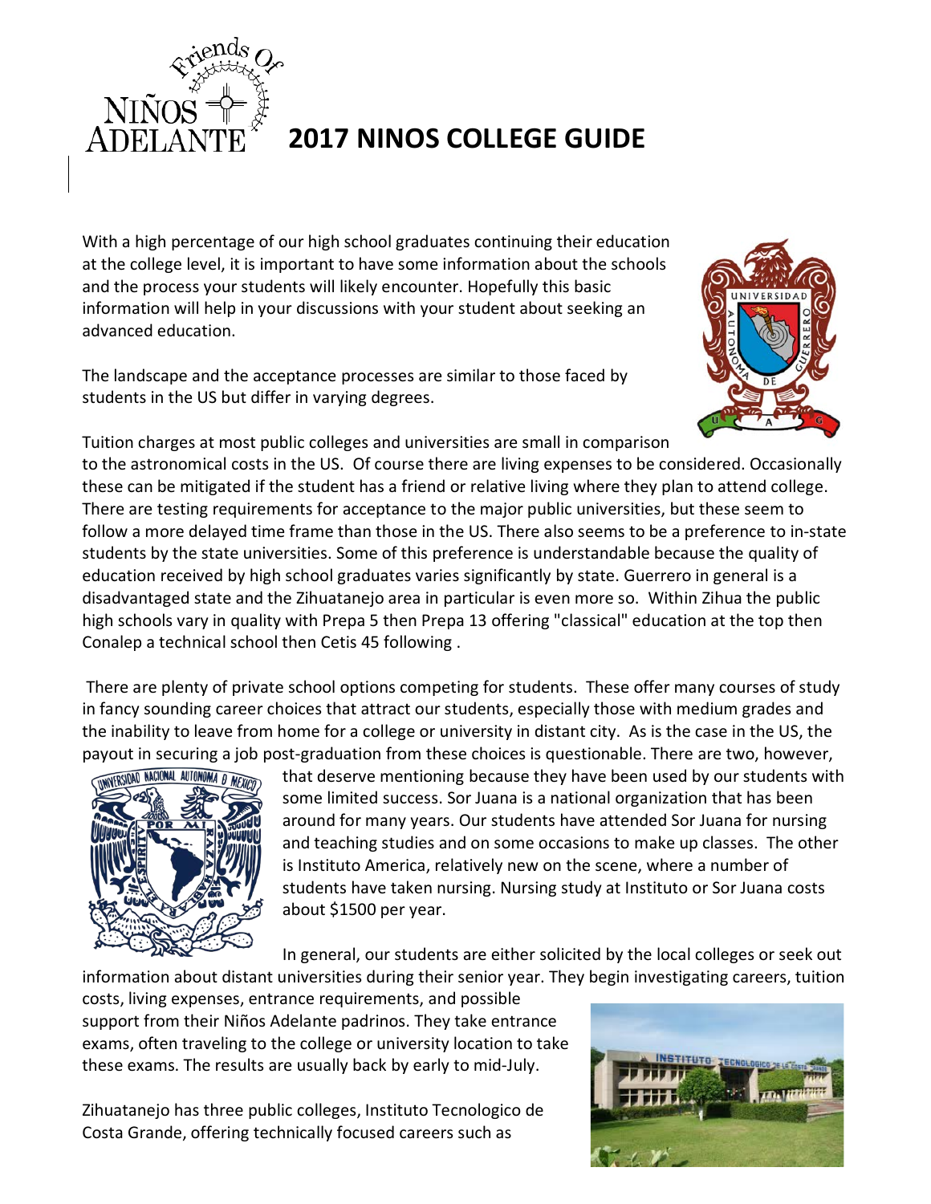# 2017 NINOS COLLEGE GUIDE

With a high percentage of our high school graduates continuing their education at the college level, it is important to have some information about the schools and the process your students will likely encounter. Hopefully this basic information will help in your discussions with your student about seeking an advanced education.

The landscape and the acceptance processes are similar to those faced by students in the US but differ in varying degrees.

Tuition charges at most public colleges and universities are small in comparison to the astronomical costs in the US. Of course there are living expenses to be considered. Occasionally these can be mitigated if the student has a friend or relative living where they plan to attend college. There are testing requirements for acceptance to the major public universities, but these seem to follow a more delayed time frame than those in the US. There also seems to be a preference to in-state students by the state universities. Some of this preference is understandable because the quality of education received by high school graduates varies significantly by state. Guerrero in general is a disadvantaged state and the Zihuatanejo area in particular is even more so. Within Zihua the public high schools vary in quality with Prepa 5 then Prepa 13 offering "classical" education at the top then Conalep a technical school then Cetis 45 following .

There are plenty of private school options competing for students. These offer many courses of study in fancy sounding career choices that attract our students, especially those with medium grades and the inability to leave from home for a college or university in distant city. As is the case in the US, the payout in securing a job post-graduation from these choices is questionable. There are two, however, that deserve mentioning because they have been used by our students with some limited success. Sor Juana is a national organization that has been around for many years. Our students have attended Sor Juana for nursing and teaching studies and on some occasions to make up classes. The other is Instituto America, relatively new on the scene, where a number of students have taken nursing. Nursing study at Instituto or Sor Juana costs about $1500 per year.

In general, our students are either solicited by the local colleges or seek out information about distant universities during their senior year. They begin investigating careers, tuition costs, living expenses, entrance requirements, and possible support from their Niños Adelante padrinos. They take entrance exams, often traveling to the college or university location to take these exams. The results are usually back by early to mid-July.

Zihuatanejo has three public colleges, Instituto Tecnologico de Costa Grande, offering technically focused careers such as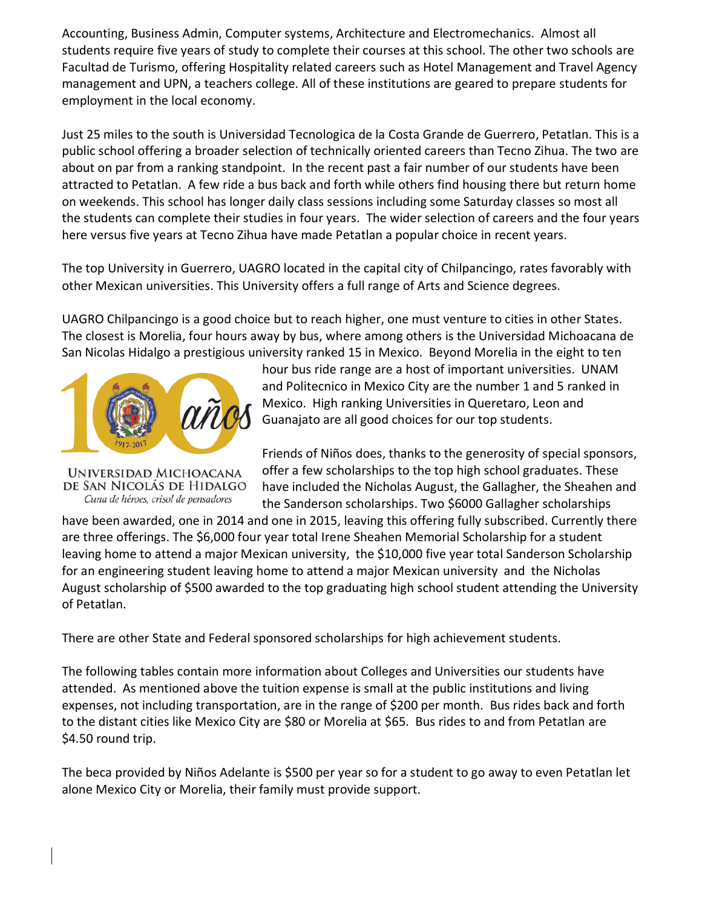Accounting, Business Admin, Computer systems, Architecture and Electromechanics. Almost all students require five years of study to complete their courses at this school. The other two schools are Facultad de Turismo, offering Hospitality related careers such as Hotel Management and Travel Agency management and UPN, a teachers college. All of these institutions are geared to prepare students for employment in the local economy.

Just 25 miles to the south is Universidad Tecnologica de la Costa Grande de Guerrero, Petatlan. This is a public school offering a broader selection of technically oriented careers than Tecno Zihua. The two are about on par from a ranking standpoint. In the recent past a fair number of our students have been attracted to Petatlan. A few ride a bus back and forth while others find housing there but return home on weekends. This school has longer daily class sessions including some Saturday classes so most all the students can complete their studies in four years. The wider selection of careers and the four years here versus five years at Tecno Zihua have made Petatlan a popular choice in recent years.

The top University in Guerrero, UAGRO located in the capital city of Chilpancingo, rates favorably with other Mexican universities. This University offers a full range of Arts and Science degrees.

UAGRO Chilpancingo is a good choice but to reach higher, one must venture to cities in other States. The closest is Morelia, four hours away by bus, where among others is the Universidad Michoacana de San Nicolas Hidalgo a prestigious university ranked 15 in Mexico. Beyond Morelia in the eight to ten hour bus ride range are a host of important universities. UNAM and Politecnico in Mexico City are the number 1 and 5 ranked in Mexico. High ranking Universities in Queretaro, Leon and Guanajato are all good choices for our top students.

100 años 1917-2017

UNIVERSIDAD MICHOACANA DE SAN NICOLÁS DE HIDALGO

*Cuna de héroes, crisol de pensadores*

Friends of Niños does, thanks to the generosity of special sponsors, offer a few scholarships to the top high school graduates. These have included the Nicholas August, the Gallagher, the Sheahen and the Sanderson scholarships. Two $6000 Gallagher scholarships have been awarded, one in 2014 and one in 2015, leaving this offering fully subscribed. Currently there are three offerings. The $6,000 four year total Irene Sheahen Memorial Scholarship for a student leaving home to attend a major Mexican university, the $10,000 five year total Sanderson Scholarship for an engineering student leaving home to attend a major Mexican university and the Nicholas August scholarship of $500 awarded to the top graduating high school student attending the University of Petatlan.

There are other State and Federal sponsored scholarships for high achievement students.

The following tables contain more information about Colleges and Universities our students have attended. As mentioned above the tuition expense is small at the public institutions and living expenses, not including transportation, are in the range of $200 per month. Bus rides back and forth to the distant cities like Mexico City are $80 or Morelia at $65. Bus rides to and from Petatlan are $4.50 round trip.

The beca provided by Niños Adelante is $500 per year so for a student to go away to even Petatlan let alone Mexico City or Morelia, their family must provide support.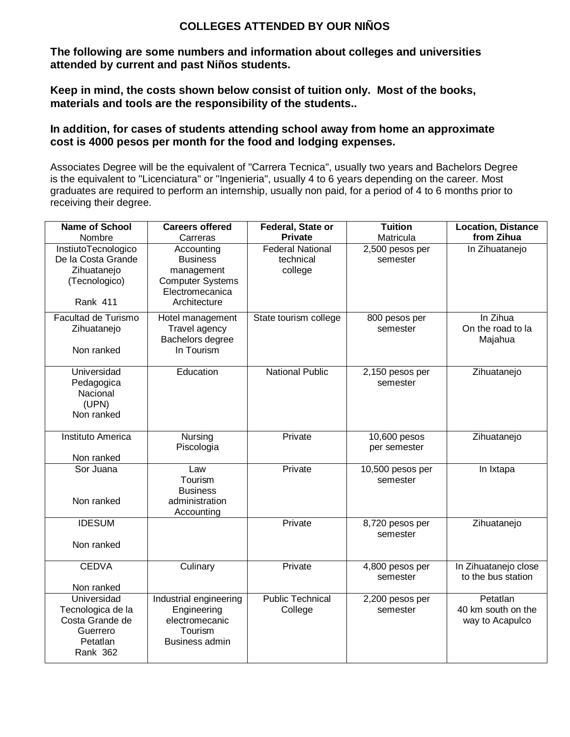# COLLEGES ATTENDED BY OUR NIÑOS

**The following are some numbers and information about colleges and universities attended by current and past Niños students.**

**Keep in mind, the costs shown below consist of tuition only. Most of the books, materials and tools are the responsibility of the students..**

**In addition, for cases of students attending school away from home an approximate cost is 4000 pesos per month for the food and lodging expenses.**

Associates Degree will be the equivalent of "Carrera Tecnica", usually two years and Bachelors Degree is the equivalent to "Licenciatura" or "Ingenieria", usually 4 to 6 years depending on the career. Most graduates are required to perform an internship, usually non paid, for a period of 4 to 6 months prior to receiving their degree.

| **Name of School** Nombre | **Careers offered** Carreras | **Federal, State or Private** | **Tuition** Matricula | **Location, Distance from Zihua** |
|---|---|---|---|---|
| InstiutoTecnologico De la Costa Grande Zihuatanejo (Tecnologico) Rank 411 | Accounting Business management Computer Systems Electromecanica Architecture | Federal National technical college | 2,500 pesos per semester | In Zihuatanejo |
| Facultad de Turismo Zihuatanejo Non ranked | Hotel management Travel agency Bachelors degree In Tourism | State tourism college | 800 pesos per semester | In Zihua On the road to la Majahua |
| Universidad Pedagogica Nacional (UPN) Non ranked | Education | National Public | 2,150 pesos per semester | Zihuatanejo |
| Instituto America Non ranked | Nursing Piscologia | Private | 10,600 pesos per semester | Zihuatanejo |
| Sor Juana Non ranked | Law Tourism Business administration Accounting | Private | 10,500 pesos per semester | In Ixtapa |
| IDESUM Non ranked | | Private | 8,720 pesos per semester | Zihuatanejo |
| CEDVA Non ranked | Culinary | Private | 4,800 pesos per semester | In Zihuatanejo close to the bus station |
| Universidad Tecnologica de la Costa Grande de Guerrero Petatlan Rank 362 | Industrial engineering Engineering electromecanic Tourism Business admin | Public Technical College | 2,200 pesos per semester | Petatlan 40 km south on the way to Acapulco |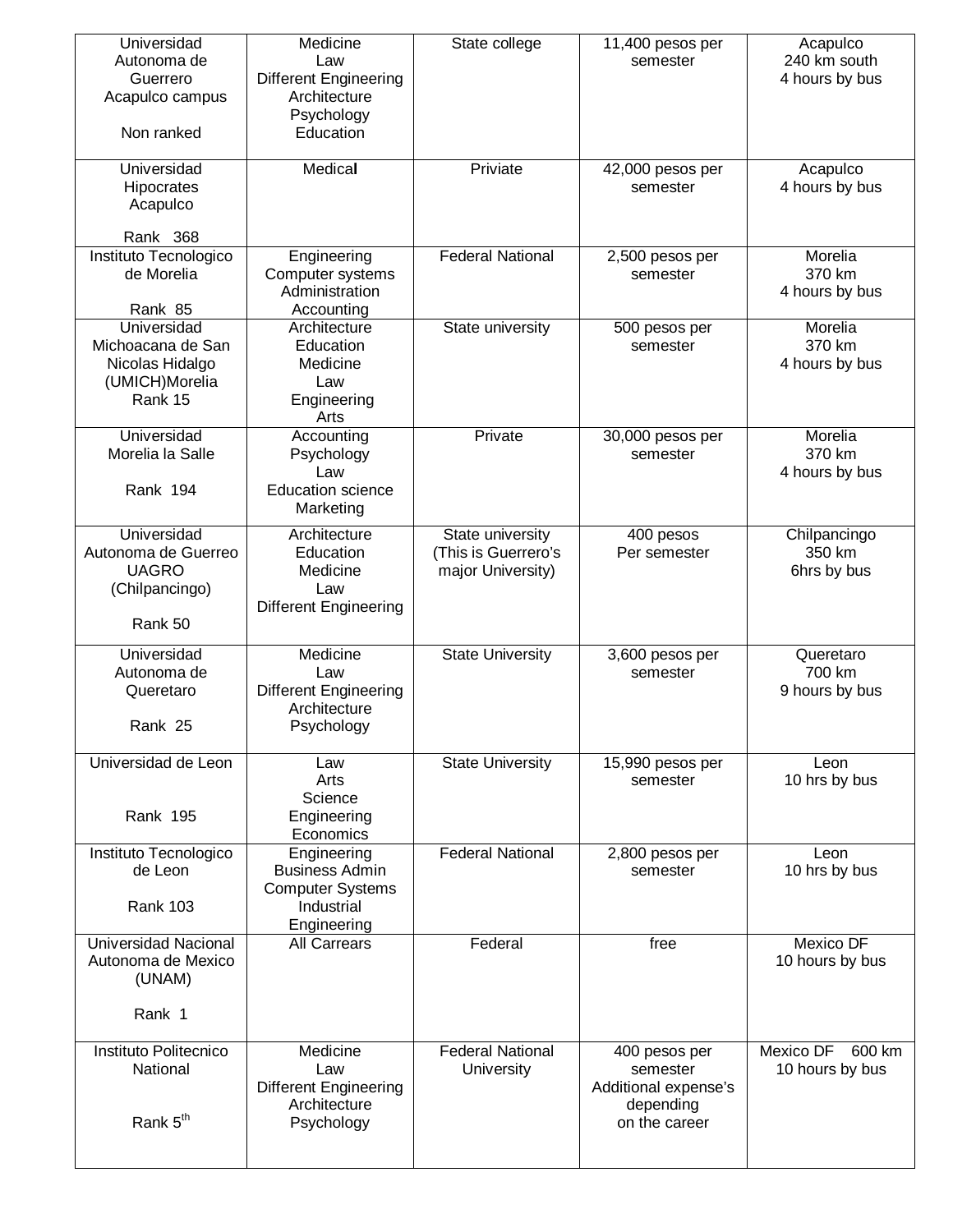| | | | | |
|---|---|---|---|---|
| Universidad Autonoma de Guerrero Acapulco campus<br><br>Non ranked | Medicine<br>Law<br>Different Engineering<br>Architecture<br>Psychology<br>Education | State college | 11,400 pesos per semester | Acapulco<br>240 km south<br>4 hours by bus |
| Universidad Hipocrates Acapulco<br><br>Rank 368 | Medical | Priviate | 42,000 pesos per semester | Acapulco<br>4 hours by bus |
| Instituto Tecnologico de Morelia<br><br>Rank 85 | Engineering<br>Computer systems<br>Administration<br>Accounting | Federal National | 2,500 pesos per semester | Morelia<br>370 km<br>4 hours by bus |
| Universidad Michoacana de San Nicolas Hidalgo (UMICH)Morelia<br>Rank 15 | Architecture<br>Education<br>Medicine<br>Law<br>Engineering<br>Arts | State university | 500 pesos per semester | Morelia<br>370 km<br>4 hours by bus |
| Universidad Morelia la Salle<br><br>Rank 194 | Accounting<br>Psychology<br>Law<br>Education science<br>Marketing | Private | 30,000 pesos per semester | Morelia<br>370 km<br>4 hours by bus |
| Universidad Autonoma de Guerreo UAGRO (Chilpancingo)<br><br>Rank 50 | Architecture<br>Education<br>Medicine<br>Law<br>Different Engineering | State university (This is Guerrero's major University) | 400 pesos Per semester | Chilpancingo<br>350 km<br>6hrs by bus |
| Universidad Autonoma de Queretaro<br><br>Rank 25 | Medicine<br>Law<br>Different Engineering<br>Architecture<br>Psychology | State University | 3,600 pesos per semester | Queretaro<br>700 km<br>9 hours by bus |
| Universidad de Leon<br><br>Rank 195 | Law<br>Arts<br>Science<br>Engineering<br>Economics | State University | 15,990 pesos per semester | Leon<br>10 hrs by bus |
| Instituto Tecnologico de Leon<br><br>Rank 103 | Engineering<br>Business Admin<br>Computer Systems<br>Industrial Engineering | Federal National | 2,800 pesos per semester | Leon<br>10 hrs by bus |
| Universidad Nacional Autonoma de Mexico (UNAM)<br><br>Rank 1 | All Carrears | Federal | free | Mexico DF<br>10 hours by bus |
| Instituto Politecnico National<br><br>Rank 5th | Medicine<br>Law<br>Different Engineering<br>Architecture<br>Psychology | Federal National University | 400 pesos per semester Additional expense's depending on the career | Mexico DF 600 km<br>10 hours by bus |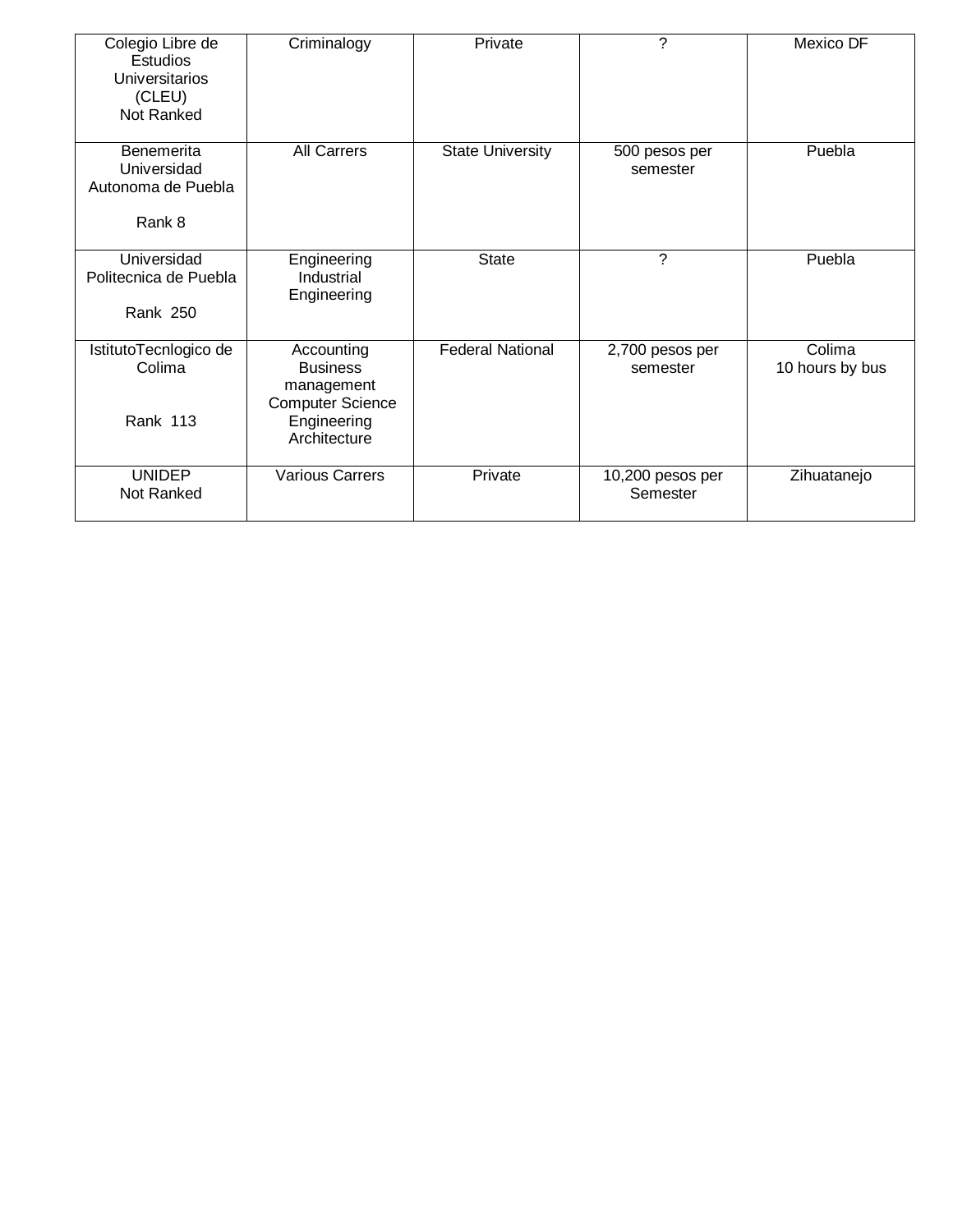| | | | | |
|---|---|---|---|---|
| Colegio Libre de Estudios Universitarios (CLEU)<br>Not Ranked | Criminalogy | Private | ? | Mexico DF |
| Benemerita Universidad Autonoma de Puebla<br><br>Rank 8 | All Carrers | State University | 500 pesos per semester | Puebla |
| Universidad Politecnica de Puebla<br><br>Rank 250 | Engineering<br>Industrial Engineering | State | ? | Puebla |
| IstitutoTecnlogico de Colima<br><br>Rank 113 | Accounting<br>Business management<br>Computer Science<br>Engineering<br>Architecture | Federal National | 2,700 pesos per semester | Colima<br>10 hours by bus |
| UNIDEP<br>Not Ranked | Various Carrers | Private | 10,200 pesos per Semester | Zihuatanejo |